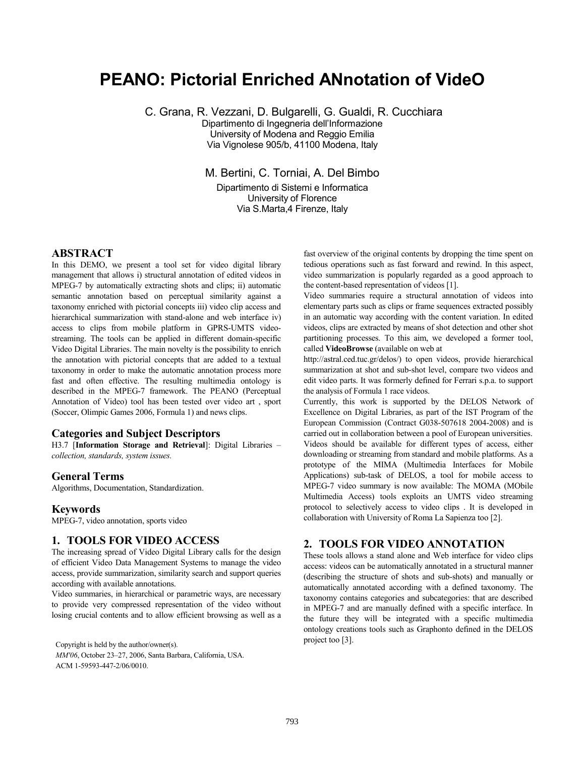# PEANO: Pictorial Enriched ANnotation of VideO

C. Grana, R. Vezzani, D. Bulgarelli, G. Gualdi, R. Cucchiara
Dipartimento di Ingegneria dell'Informazione
University of Modena and Reggio Emilia
Via Vignolese 905/b, 41100 Modena, Italy

M. Bertini, C. Torniai, A. Del Bimbo
Dipartimento di Sistemi e Informatica
University of Florence
Via S.Marta,4 Firenze, Italy

## ABSTRACT

In this DEMO, we present a tool set for video digital library management that allows i) structural annotation of edited videos in MPEG-7 by automatically extracting shots and clips; ii) automatic semantic annotation based on perceptual similarity against a taxonomy enriched with pictorial concepts iii) video clip access and hierarchical summarization with stand-alone and web interface iv) access to clips from mobile platform in GPRS-UMTS video-streaming. The tools can be applied in different domain-specific Video Digital Libraries. The main novelty is the possibility to enrich the annotation with pictorial concepts that are added to a textual taxonomy in order to make the automatic annotation process more fast and often effective. The resulting multimedia ontology is described in the MPEG-7 framework. The PEANO (Perceptual Annotation of Video) tool has been tested over video art , sport (Soccer, Olimpic Games 2006, Formula 1) and news clips.

### Categories and Subject Descriptors

H3.7 [**Information Storage and Retrieval**]: Digital Libraries – *collection, standards, system issues.*

### General Terms

Algorithms, Documentation, Standardization.

### Keywords

MPEG-7, video annotation, sports video

## 1. TOOLS FOR VIDEO ACCESS

The increasing spread of Video Digital Library calls for the design of efficient Video Data Management Systems to manage the video access, provide summarization, similarity search and support queries according with available annotations.

Video summaries, in hierarchical or parametric ways, are necessary to provide very compressed representation of the video without losing crucial contents and to allow efficient browsing as well as a fast overview of the original contents by dropping the time spent on tedious operations such as fast forward and rewind. In this aspect, video summarization is popularly regarded as a good approach to the content-based representation of videos [1].

Video summaries require a structural annotation of videos into elementary parts such as clips or frame sequences extracted possibly in an automatic way according with the content variation. In edited videos, clips are extracted by means of shot detection and other shot partitioning processes. To this aim, we developed a former tool, called **VideoBrowse** (available on web at http://astral.ced.tuc.gr/delos/) to open videos, provide hierarchical summarization at shot and sub-shot level, compare two videos and edit video parts. It was formerly defined for Ferrari s.p.a. to support the analysis of Formula 1 race videos.

Currently, this work is supported by the DELOS Network of Excellence on Digital Libraries, as part of the IST Program of the European Commission (Contract G038-507618 2004-2008) and is carried out in collaboration between a pool of European universities. Videos should be available for different types of access, either downloading or streaming from standard and mobile platforms. As a prototype of the MIMA (Multimedia Interfaces for Mobile Applications) sub-task of DELOS, a tool for mobile access to MPEG-7 video summary is now available: The MOMA (MObile Multimedia Access) tools exploits an UMTS video streaming protocol to selectively access to video clips . It is developed in collaboration with University of Roma La Sapienza too [2].

## 2. TOOLS FOR VIDEO ANNOTATION

These tools allows a stand alone and Web interface for video clips access: videos can be automatically annotated in a structural manner (describing the structure of shots and sub-shots) and manually or automatically annotated according with a defined taxonomy. The taxonomy contains categories and subcategories: that are described in MPEG-7 and are manually defined with a specific interface. In the future they will be integrated with a specific multimedia ontology creations tools such as Graphonto defined in the DELOS project too [3].

Copyright is held by the author/owner(s).
*MM'06*, October 23–27, 2006, Santa Barbara, California, USA.
ACM 1-59593-447-2/06/0010.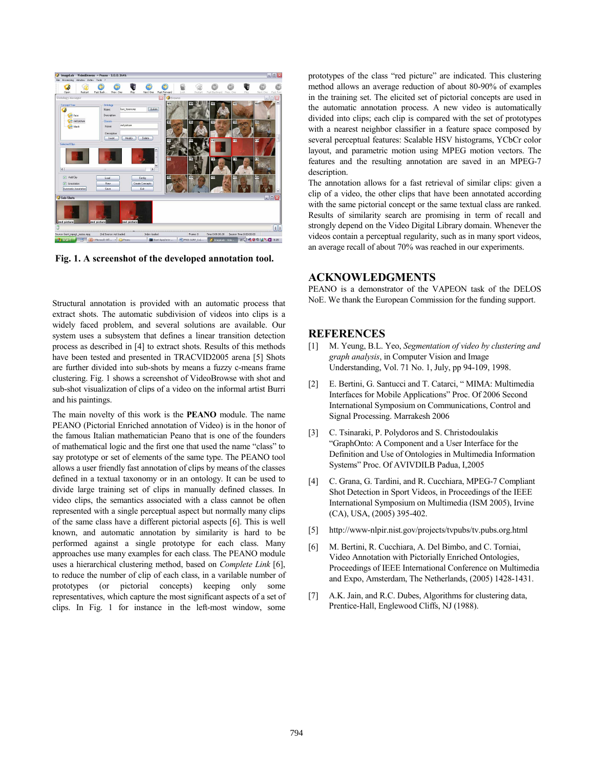Fig. 1. A screenshot of the developed annotation tool.

Structural annotation is provided with an automatic process that extract shots. The automatic subdivision of videos into clips is a widely faced problem, and several solutions are available. Our system uses a subsystem that defines a linear transition detection process as described in [4] to extract shots. Results of this methods have been tested and presented in TRACVID2005 arena [5] Shots are further divided into sub-shots by means a fuzzy c-means frame clustering. Fig. 1 shows a screenshot of VideoBrowse with shot and sub-shot visualization of clips of a video on the informal artist Burri and his paintings.

The main novelty of this work is the **PEANO** module. The name PEANO (Pictorial Enriched annotation of Video) is in the honor of the famous Italian mathematician Peano that is one of the founders of mathematical logic and the first one that used the name "class" to say prototype or set of elements of the same type. The PEANO tool allows a user friendly fast annotation of clips by means of the classes defined in a textual taxonomy or in an ontology. It can be used to divide large training set of clips in manually defined classes. In video clips, the semantics associated with a class cannot be often represented with a single perceptual aspect but normally many clips of the same class have a different pictorial aspects [6]. This is well known, and automatic annotation by similarity is hard to be performed against a single prototype for each class. Many approaches use many examples for each class. The PEANO module uses a hierarchical clustering method, based on *Complete Link* [6], to reduce the number of clip of each class, in a varilable number of prototypes (or pictorial concepts) keeping only some representatives, which capture the most significant aspects of a set of clips. In Fig. 1 for instance in the left-most window, some prototypes of the class "red picture" are indicated. This clustering method allows an average reduction of about 80-90% of examples in the training set. The elicited set of pictorial concepts are used in the automatic annotation process. A new video is automatically divided into clips; each clip is compared with the set of prototypes with a nearest neighbor classifier in a feature space composed by several perceptual features: Scalable HSV histograms, YCbCr color layout, and parametric motion using MPEG motion vectors. The features and the resulting annotation are saved in an MPEG-7 description.

The annotation allows for a fast retrieval of similar clips: given a clip of a video, the other clips that have been annotated according with the same pictorial concept or the same textual class are ranked. Results of similarity search are promising in term of recall and strongly depend on the Video Digital Library domain. Whenever the videos contain a perceptual regularity, such as in many sport videos, an average recall of about 70% was reached in our experiments.

## ACKNOWLEDGMENTS

PEANO is a demonstrator of the VAPEON task of the DELOS NoE. We thank the European Commission for the funding support.

## REFERENCES

[1] M. Yeung, B.L. Yeo, *Segmentation of video by clustering and graph analysis*, in Computer Vision and Image Understanding, Vol. 71 No. 1, July, pp 94-109, 1998.

[2] E. Bertini, G. Santucci and T. Catarci, " MIMA: Multimedia Interfaces for Mobile Applications" Proc. Of 2006 Second International Symposium on Communications, Control and Signal Processing. Marrakesh 2006

[3] C. Tsinaraki, P. Polydoros and S. Christodoulakis "GraphOnto: A Component and a User Interface for the Definition and Use of Ontologies in Multimedia Information Systems" Proc. Of AVIVDILB Padua, I,2005

[4] C. Grana, G. Tardini, and R. Cucchiara, MPEG-7 Compliant Shot Detection in Sport Videos, in Proceedings of the IEEE International Symposium on Multimedia (ISM 2005), Irvine (CA), USA, (2005) 395-402.

[5] http://www-nlpir.nist.gov/projects/tvpubs/tv.pubs.org.html

[6] M. Bertini, R. Cucchiara, A. Del Bimbo, and C. Torniai, Video Annotation with Pictorially Enriched Ontologies, Proceedings of IEEE International Conference on Multimedia and Expo, Amsterdam, The Netherlands, (2005) 1428-1431.

[7] A.K. Jain, and R.C. Dubes, Algorithms for clustering data, Prentice-Hall, Englewood Cliffs, NJ (1988).